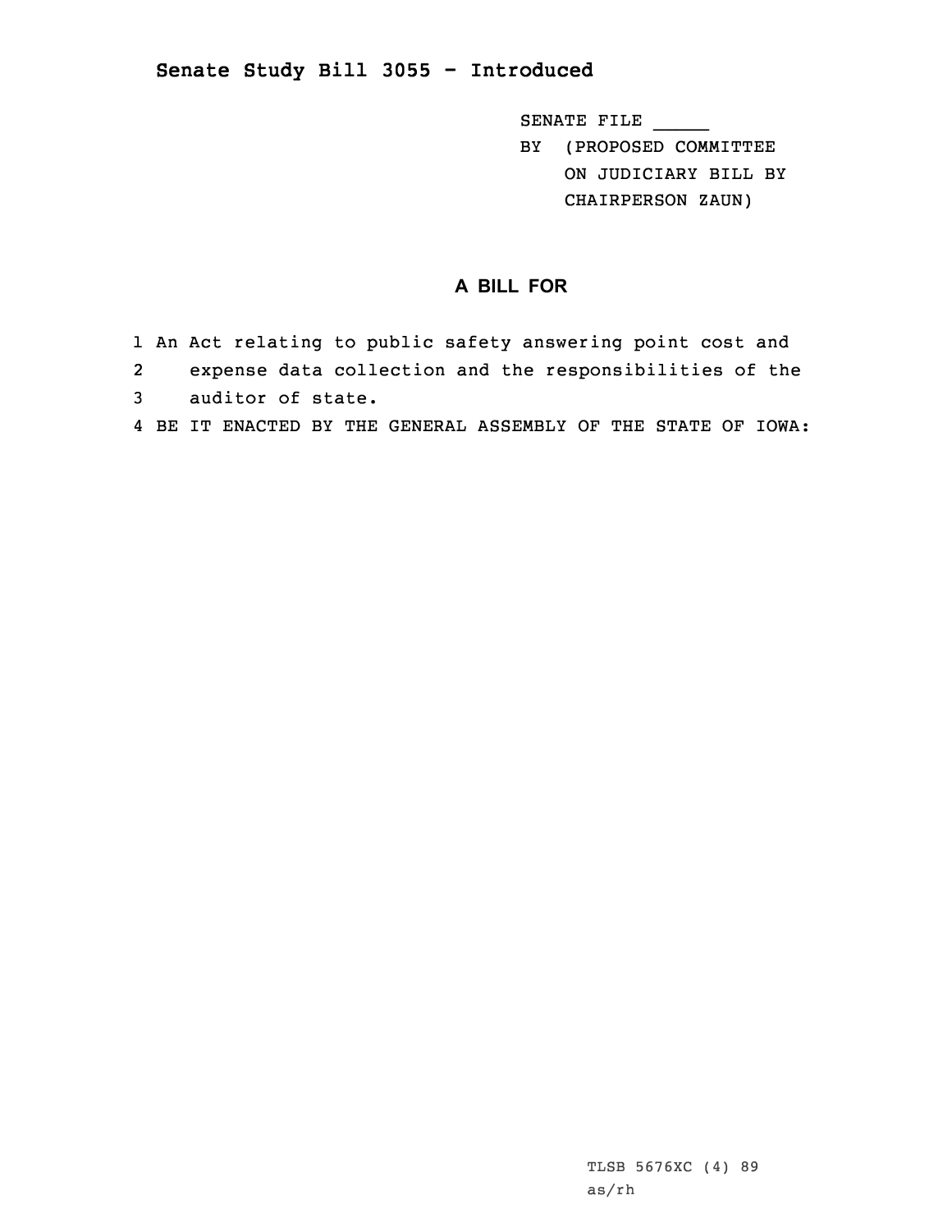## Senate Study Bill 3055 - Introduced

SENATE FILE _____
BY (PROPOSED COMMITTEE
ON JUDICIARY BILL BY
CHAIRPERSON ZAUN)

### A BILL FOR

1 An Act relating to public safety answering point cost and
2 expense data collection and the responsibilities of the
3 auditor of state.
4 BE IT ENACTED BY THE GENERAL ASSEMBLY OF THE STATE OF IOWA:

TLSB 5676XC (4) 89
as/rh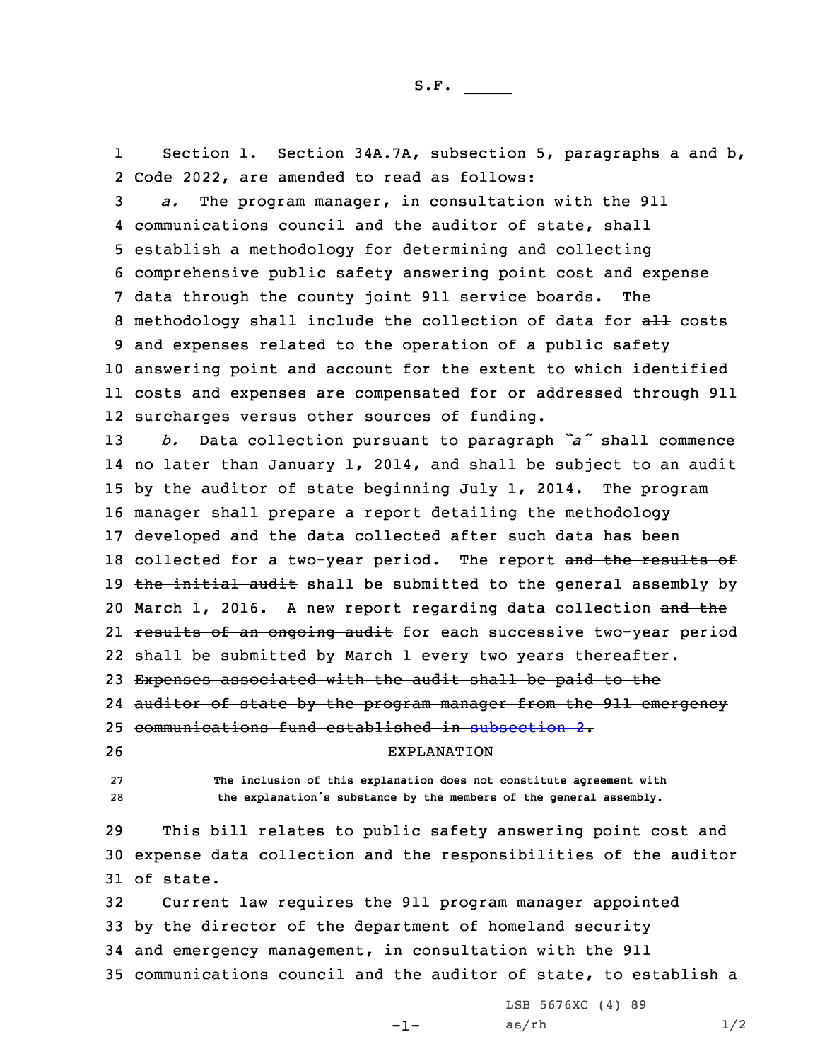Section 1. Section 34A.7A, subsection 5, paragraphs a and b, Code 2022, are amended to read as follows:

*a.* The program manager, in consultation with the 911 communications council ~~and the auditor of state~~, shall establish a methodology for determining and collecting comprehensive public safety answering point cost and expense data through the county joint 911 service boards. The methodology shall include the collection of data for ~~all~~ costs and expenses related to the operation of a public safety answering point and account for the extent to which identified costs and expenses are compensated for or addressed through 911 surcharges versus other sources of funding.

*b.* Data collection pursuant to paragraph *"a"* shall commence no later than January 1, 2014~~, and shall be subject to an audit by the auditor of state beginning July 1, 2014~~. The program manager shall prepare a report detailing the methodology developed and the data collected after such data has been collected for a two-year period. The report ~~and the results of the initial audit~~ shall be submitted to the general assembly by March 1, 2016. A new report regarding data collection ~~and the results of an ongoing audit~~ for each successive two-year period shall be submitted by March 1 every two years thereafter. ~~Expenses associated with the audit shall be paid to the auditor of state by the program manager from the 911 emergency communications fund established in subsection 2.~~

EXPLANATION

The inclusion of this explanation does not constitute agreement with the explanation's substance by the members of the general assembly.

This bill relates to public safety answering point cost and expense data collection and the responsibilities of the auditor of state.

Current law requires the 911 program manager appointed by the director of the department of homeland security and emergency management, in consultation with the 911 communications council and the auditor of state, to establish a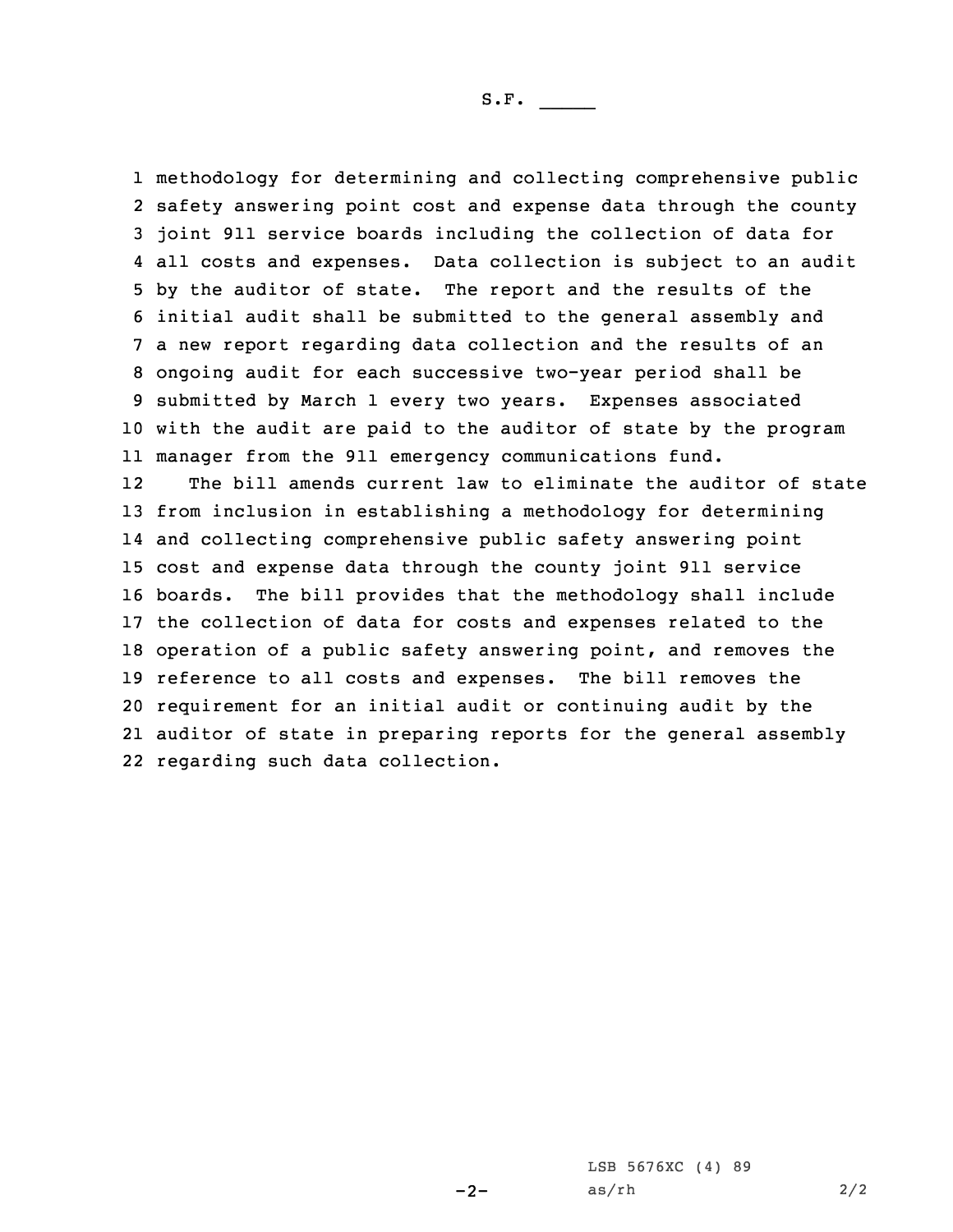methodology for determining and collecting comprehensive public safety answering point cost and expense data through the county joint 911 service boards including the collection of data for all costs and expenses. Data collection is subject to an audit by the auditor of state. The report and the results of the initial audit shall be submitted to the general assembly and a new report regarding data collection and the results of an ongoing audit for each successive two-year period shall be submitted by March 1 every two years. Expenses associated with the audit are paid to the auditor of state by the program manager from the 911 emergency communications fund.

The bill amends current law to eliminate the auditor of state from inclusion in establishing a methodology for determining and collecting comprehensive public safety answering point cost and expense data through the county joint 911 service boards. The bill provides that the methodology shall include the collection of data for costs and expenses related to the operation of a public safety answering point, and removes the reference to all costs and expenses. The bill removes the requirement for an initial audit or continuing audit by the auditor of state in preparing reports for the general assembly regarding such data collection.